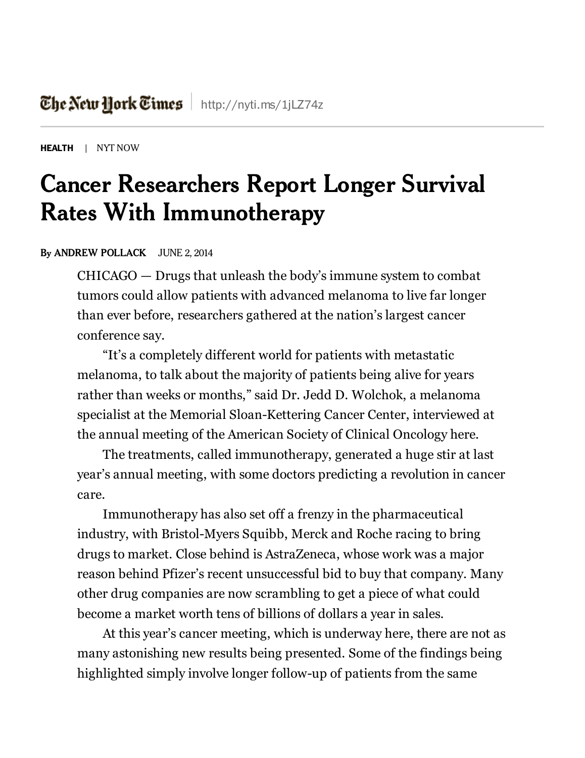The New York Times | http://nyti.ms/1jLZ74z

**HEALTH** | NYT NOW

# Cancer Researchers Report Longer Survival Rates With Immunotherapy

By **ANDREW POLLACK** JUNE 2, 2014

CHICAGO — Drugs that unleash the body's immune system to combat tumors could allow patients with advanced melanoma to live far longer than ever before, researchers gathered at the nation's largest cancer conference say.

"It's a completely different world for patients with metastatic melanoma, to talk about the majority of patients being alive for years rather than weeks or months," said Dr. Jedd D. Wolchok, a melanoma specialist at the Memorial Sloan-Kettering Cancer Center, interviewed at the annual meeting of the American Society of Clinical Oncology here.

The treatments, called immunotherapy, generated a huge stir at last year's annual meeting, with some doctors predicting a revolution in cancer care.

Immunotherapy has also set off a frenzy in the pharmaceutical industry, with Bristol-Myers Squibb, Merck and Roche racing to bring drugs to market. Close behind is AstraZeneca, whose work was a major reason behind Pfizer's recent unsuccessful bid to buy that company. Many other drug companies are now scrambling to get a piece of what could become a market worth tens of billions of dollars a year in sales.

At this year's cancer meeting, which is underway here, there are not as many astonishing new results being presented. Some of the findings being highlighted simply involve longer follow-up of patients from the same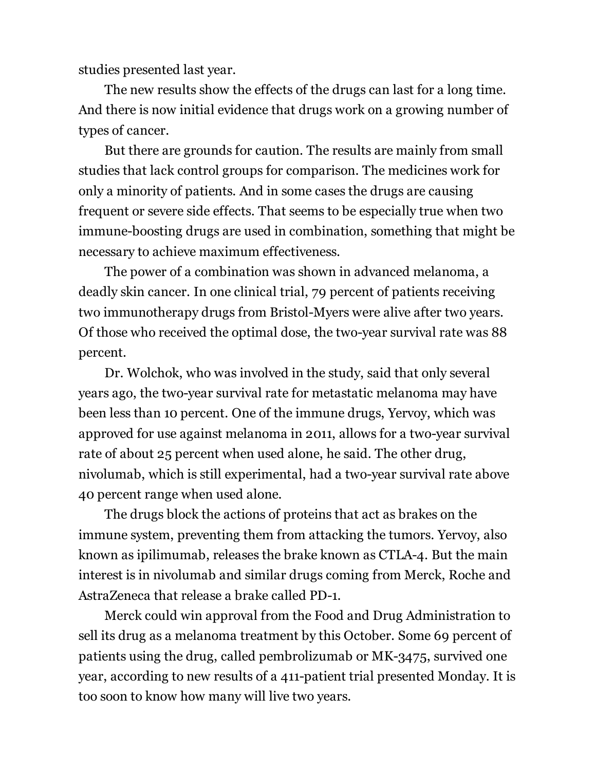studies presented last year.

The new results show the effects of the drugs can last for a long time. And there is now initial evidence that drugs work on a growing number of types of cancer.

But there are grounds for caution. The results are mainly from small studies that lack control groups for comparison. The medicines work for only a minority of patients. And in some cases the drugs are causing frequent or severe side effects. That seems to be especially true when two immune-boosting drugs are used in combination, something that might be necessary to achieve maximum effectiveness.

The power of a combination was shown in advanced melanoma, a deadly skin cancer. In one clinical trial, 79 percent of patients receiving two immunotherapy drugs from Bristol-Myers were alive after two years. Of those who received the optimal dose, the two-year survival rate was 88 percent.

Dr. Wolchok, who was involved in the study, said that only several years ago, the two-year survival rate for metastatic melanoma may have been less than 10 percent. One of the immune drugs, Yervoy, which was approved for use against melanoma in 2011, allows for a two-year survival rate of about 25 percent when used alone, he said. The other drug, nivolumab, which is still experimental, had a two-year survival rate above 40 percent range when used alone.

The drugs block the actions of proteins that act as brakes on the immune system, preventing them from attacking the tumors. Yervoy, also known as ipilimumab, releases the brake known as CTLA-4. But the main interest is in nivolumab and similar drugs coming from Merck, Roche and AstraZeneca that release a brake called PD-1.

Merck could win approval from the Food and Drug Administration to sell its drug as a melanoma treatment by this October. Some 69 percent of patients using the drug, called pembrolizumab or MK-3475, survived one year, according to new results of a 411-patient trial presented Monday. It is too soon to know how many will live two years.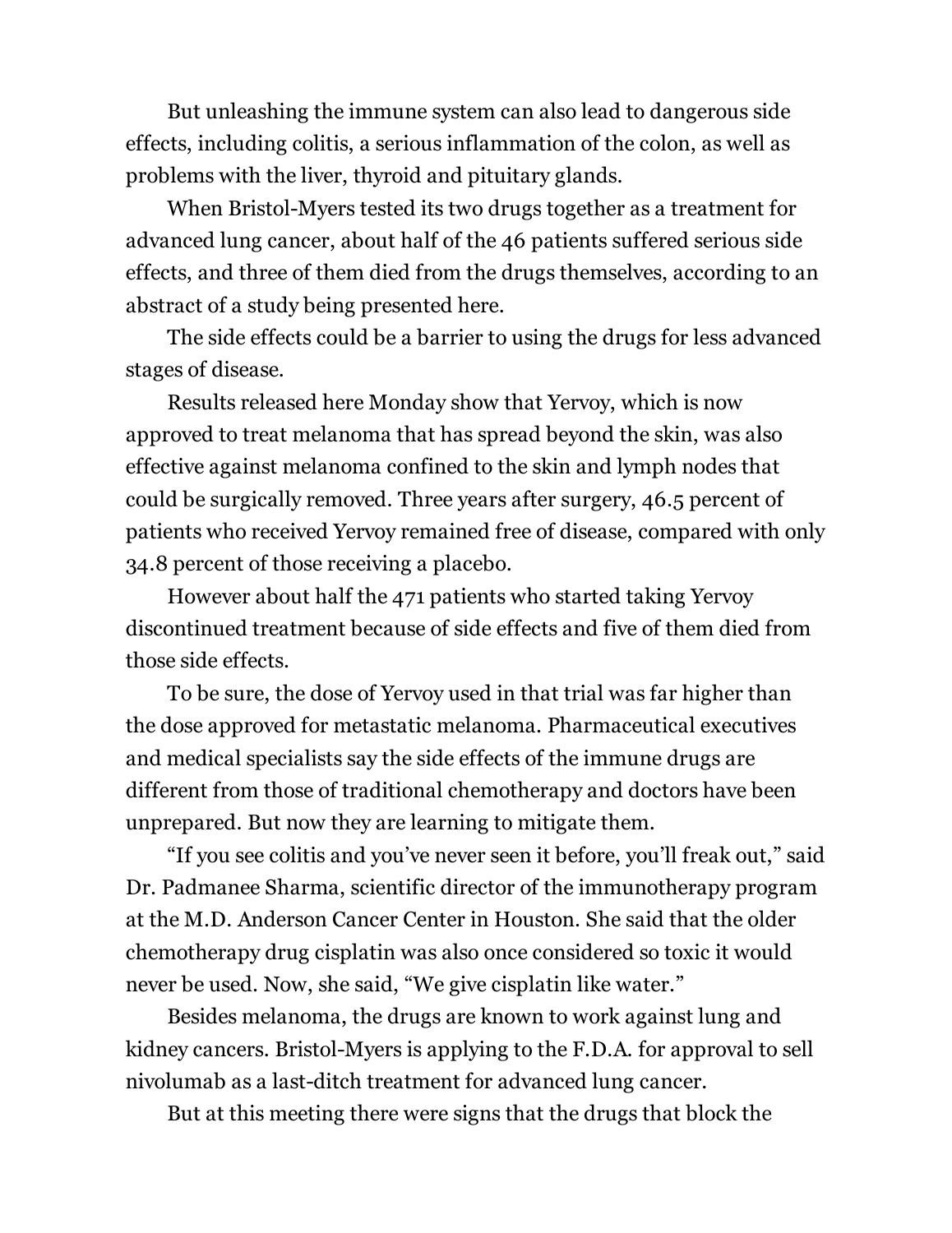But unleashing the immune system can also lead to dangerous side effects, including colitis, a serious inflammation of the colon, as well as problems with the liver, thyroid and pituitary glands.

When Bristol-Myers tested its two drugs together as a treatment for advanced lung cancer, about half of the 46 patients suffered serious side effects, and three of them died from the drugs themselves, according to an abstract of a study being presented here.

The side effects could be a barrier to using the drugs for less advanced stages of disease.

Results released here Monday show that Yervoy, which is now approved to treat melanoma that has spread beyond the skin, was also effective against melanoma confined to the skin and lymph nodes that could be surgically removed. Three years after surgery, 46.5 percent of patients who received Yervoy remained free of disease, compared with only 34.8 percent of those receiving a placebo.

However about half the 471 patients who started taking Yervoy discontinued treatment because of side effects and five of them died from those side effects.

To be sure, the dose of Yervoy used in that trial was far higher than the dose approved for metastatic melanoma. Pharmaceutical executives and medical specialists say the side effects of the immune drugs are different from those of traditional chemotherapy and doctors have been unprepared. But now they are learning to mitigate them.

"If you see colitis and you've never seen it before, you'll freak out," said Dr. Padmanee Sharma, scientific director of the immunotherapy program at the M.D. Anderson Cancer Center in Houston. She said that the older chemotherapy drug cisplatin was also once considered so toxic it would never be used. Now, she said, "We give cisplatin like water."

Besides melanoma, the drugs are known to work against lung and kidney cancers. Bristol-Myers is applying to the F.D.A. for approval to sell nivolumab as a last-ditch treatment for advanced lung cancer.

But at this meeting there were signs that the drugs that block the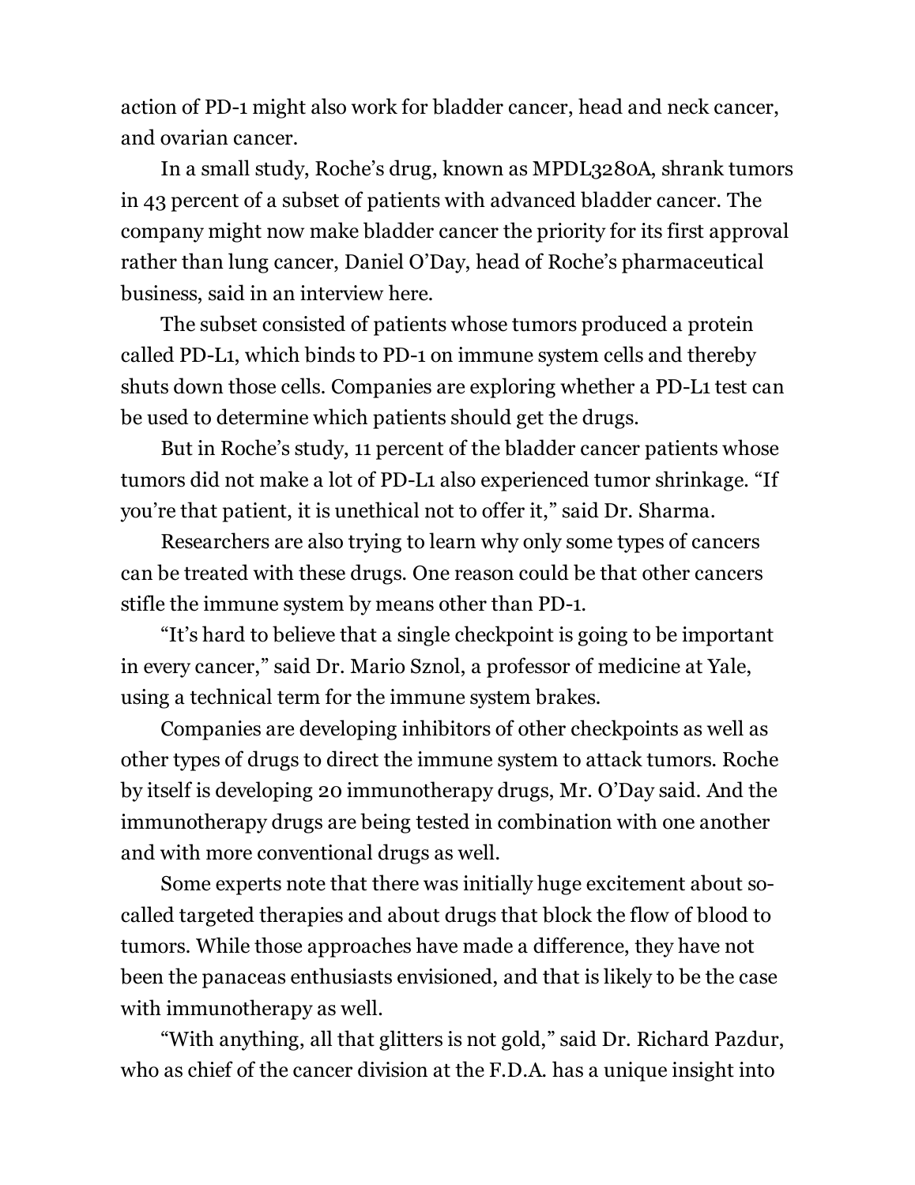action of PD-1 might also work for bladder cancer, head and neck cancer, and ovarian cancer.

In a small study, Roche's drug, known as MPDL3280A, shrank tumors in 43 percent of a subset of patients with advanced bladder cancer. The company might now make bladder cancer the priority for its first approval rather than lung cancer, Daniel O'Day, head of Roche's pharmaceutical business, said in an interview here.

The subset consisted of patients whose tumors produced a protein called PD-L1, which binds to PD-1 on immune system cells and thereby shuts down those cells. Companies are exploring whether a PD-L1 test can be used to determine which patients should get the drugs.

But in Roche's study, 11 percent of the bladder cancer patients whose tumors did not make a lot of PD-L1 also experienced tumor shrinkage. "If you're that patient, it is unethical not to offer it," said Dr. Sharma.

Researchers are also trying to learn why only some types of cancers can be treated with these drugs. One reason could be that other cancers stifle the immune system by means other than PD-1.

"It's hard to believe that a single checkpoint is going to be important in every cancer," said Dr. Mario Sznol, a professor of medicine at Yale, using a technical term for the immune system brakes.

Companies are developing inhibitors of other checkpoints as well as other types of drugs to direct the immune system to attack tumors. Roche by itself is developing 20 immunotherapy drugs, Mr. O'Day said. And the immunotherapy drugs are being tested in combination with one another and with more conventional drugs as well.

Some experts note that there was initially huge excitement about so-called targeted therapies and about drugs that block the flow of blood to tumors. While those approaches have made a difference, they have not been the panaceas enthusiasts envisioned, and that is likely to be the case with immunotherapy as well.

"With anything, all that glitters is not gold," said Dr. Richard Pazdur, who as chief of the cancer division at the F.D.A. has a unique insight into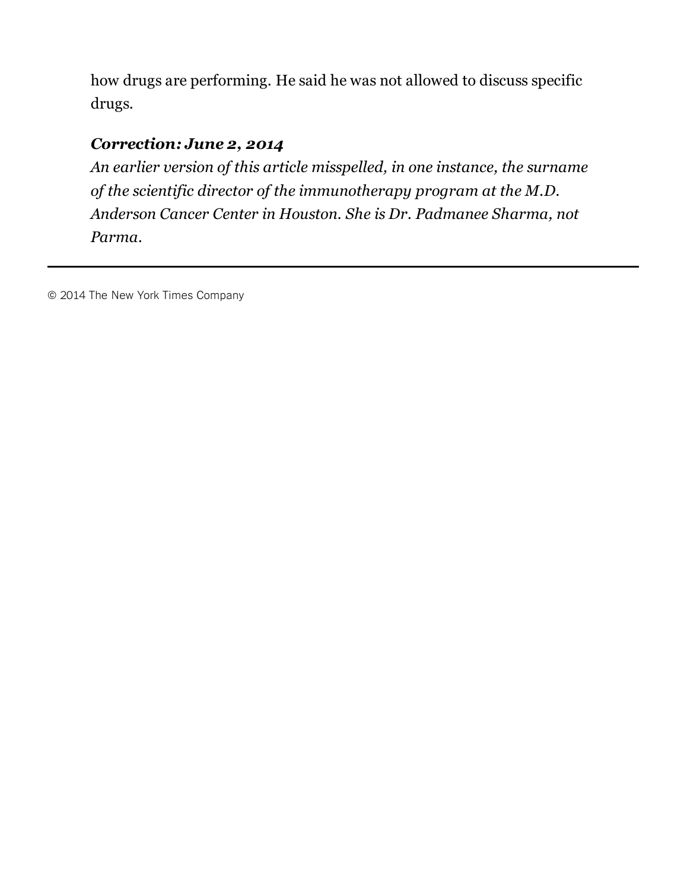how drugs are performing. He said he was not allowed to discuss specific drugs.

***Correction: June 2, 2014***

*An earlier version of this article misspelled, in one instance, the surname of the scientific director of the immunotherapy program at the M.D. Anderson Cancer Center in Houston. She is Dr. Padmanee Sharma, not Parma.*

---

© 2014 The New York Times Company